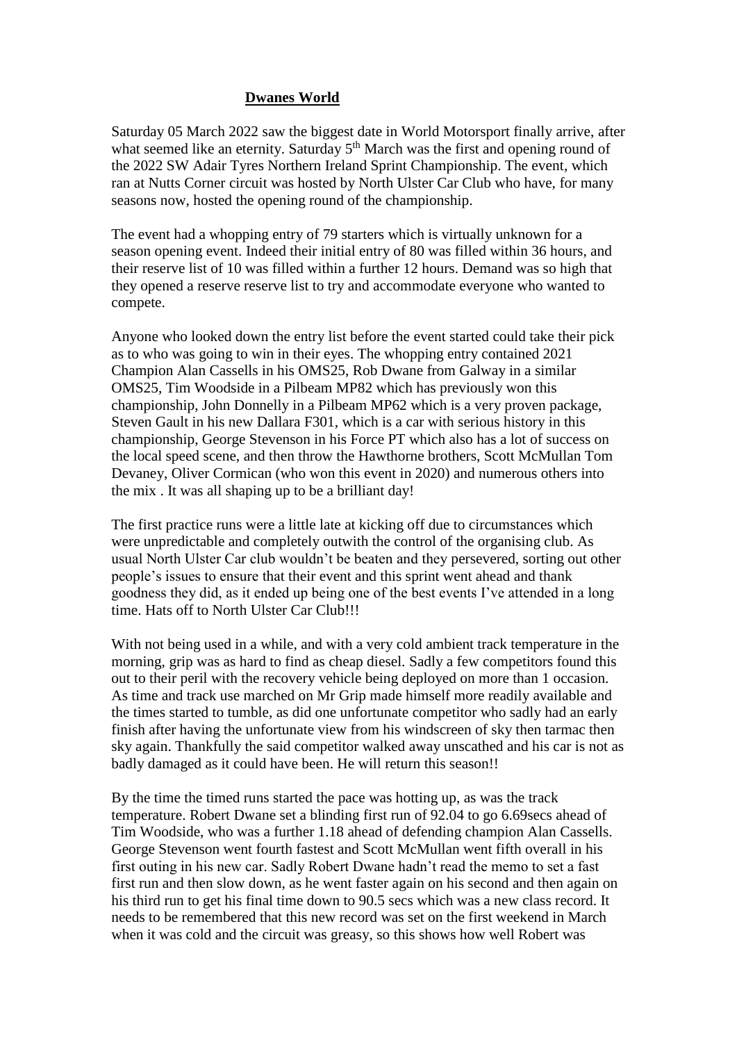**Dwanes World**

Saturday 05 March 2022 saw the biggest date in World Motorsport finally arrive, after what seemed like an eternity. Saturday 5th March was the first and opening round of the 2022 SW Adair Tyres Northern Ireland Sprint Championship. The event, which ran at Nutts Corner circuit was hosted by North Ulster Car Club who have, for many seasons now, hosted the opening round of the championship.

The event had a whopping entry of 79 starters which is virtually unknown for a season opening event. Indeed their initial entry of 80 was filled within 36 hours, and their reserve list of 10 was filled within a further 12 hours. Demand was so high that they opened a reserve reserve list to try and accommodate everyone who wanted to compete.

Anyone who looked down the entry list before the event started could take their pick as to who was going to win in their eyes. The whopping entry contained 2021 Champion Alan Cassells in his OMS25, Rob Dwane from Galway in a similar OMS25, Tim Woodside in a Pilbeam MP82 which has previously won this championship, John Donnelly in a Pilbeam MP62 which is a very proven package, Steven Gault in his new Dallara F301, which is a car with serious history in this championship, George Stevenson in his Force PT which also has a lot of success on the local speed scene, and then throw the Hawthorne brothers, Scott McMullan Tom Devaney, Oliver Cormican (who won this event in 2020) and numerous others into the mix . It was all shaping up to be a brilliant day!

The first practice runs were a little late at kicking off due to circumstances which were unpredictable and completely outwith the control of the organising club. As usual North Ulster Car club wouldn't be beaten and they persevered, sorting out other people's issues to ensure that their event and this sprint went ahead and thank goodness they did, as it ended up being one of the best events I've attended in a long time. Hats off to North Ulster Car Club!!!

With not being used in a while, and with a very cold ambient track temperature in the morning, grip was as hard to find as cheap diesel. Sadly a few competitors found this out to their peril with the recovery vehicle being deployed on more than 1 occasion. As time and track use marched on Mr Grip made himself more readily available and the times started to tumble, as did one unfortunate competitor who sadly had an early finish after having the unfortunate view from his windscreen of sky then tarmac then sky again. Thankfully the said competitor walked away unscathed and his car is not as badly damaged as it could have been. He will return this season!!

By the time the timed runs started the pace was hotting up, as was the track temperature. Robert Dwane set a blinding first run of 92.04 to go 6.69secs ahead of Tim Woodside, who was a further 1.18 ahead of defending champion Alan Cassells. George Stevenson went fourth fastest and Scott McMullan went fifth overall in his first outing in his new car. Sadly Robert Dwane hadn't read the memo to set a fast first run and then slow down, as he went faster again on his second and then again on his third run to get his final time down to 90.5 secs which was a new class record. It needs to be remembered that this new record was set on the first weekend in March when it was cold and the circuit was greasy, so this shows how well Robert was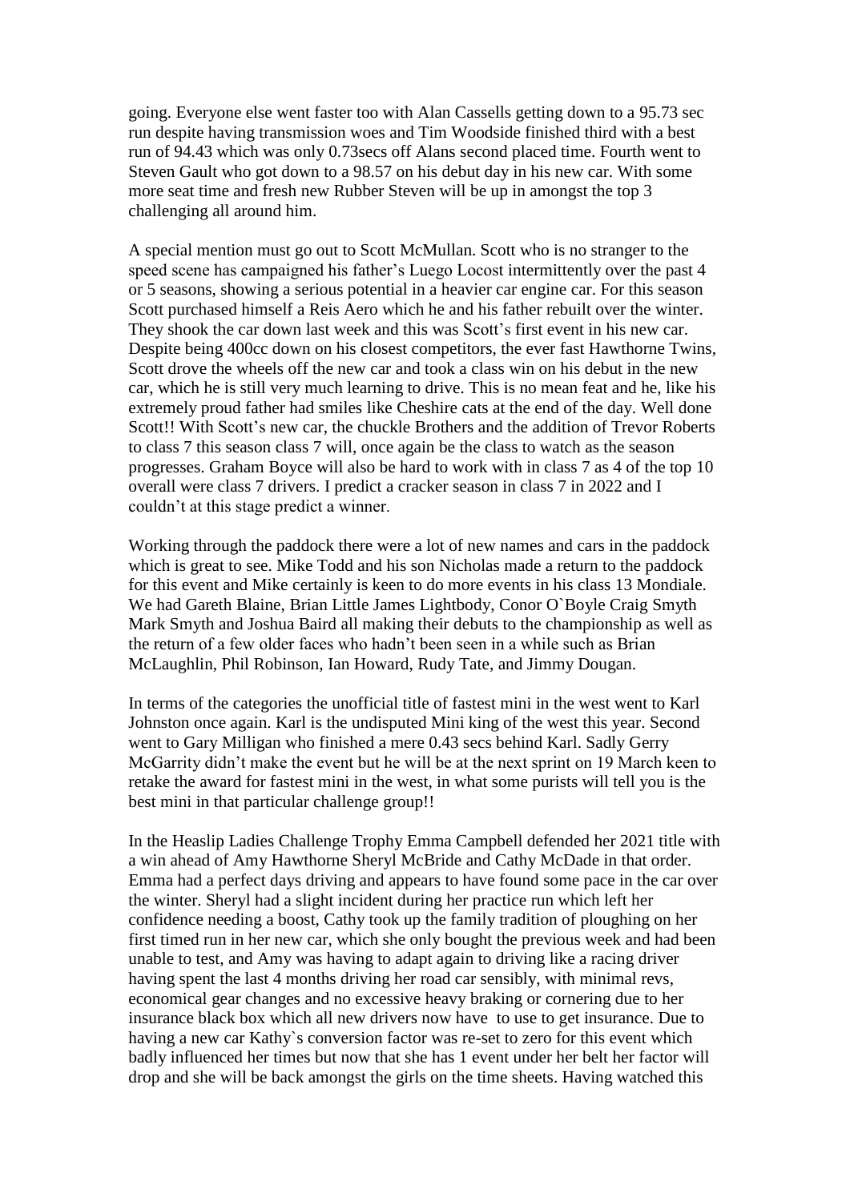going. Everyone else went faster too with Alan Cassells getting down to a 95.73 sec run despite having transmission woes and Tim Woodside finished third with a best run of 94.43 which was only 0.73secs off Alans second placed time. Fourth went to Steven Gault who got down to a 98.57 on his debut day in his new car. With some more seat time and fresh new Rubber Steven will be up in amongst the top 3 challenging all around him.

A special mention must go out to Scott McMullan. Scott who is no stranger to the speed scene has campaigned his father's Luego Locost intermittently over the past 4 or 5 seasons, showing a serious potential in a heavier car engine car. For this season Scott purchased himself a Reis Aero which he and his father rebuilt over the winter. They shook the car down last week and this was Scott's first event in his new car. Despite being 400cc down on his closest competitors, the ever fast Hawthorne Twins, Scott drove the wheels off the new car and took a class win on his debut in the new car, which he is still very much learning to drive. This is no mean feat and he, like his extremely proud father had smiles like Cheshire cats at the end of the day. Well done Scott!! With Scott's new car, the chuckle Brothers and the addition of Trevor Roberts to class 7 this season class 7 will, once again be the class to watch as the season progresses. Graham Boyce will also be hard to work with in class 7 as 4 of the top 10 overall were class 7 drivers. I predict a cracker season in class 7 in 2022 and I couldn't at this stage predict a winner.

Working through the paddock there were a lot of new names and cars in the paddock which is great to see. Mike Todd and his son Nicholas made a return to the paddock for this event and Mike certainly is keen to do more events in his class 13 Mondiale. We had Gareth Blaine, Brian Little James Lightbody, Conor O`Boyle Craig Smyth Mark Smyth and Joshua Baird all making their debuts to the championship as well as the return of a few older faces who hadn't been seen in a while such as Brian McLaughlin, Phil Robinson, Ian Howard, Rudy Tate, and Jimmy Dougan.

In terms of the categories the unofficial title of fastest mini in the west went to Karl Johnston once again. Karl is the undisputed Mini king of the west this year. Second went to Gary Milligan who finished a mere 0.43 secs behind Karl. Sadly Gerry McGarrity didn't make the event but he will be at the next sprint on 19 March keen to retake the award for fastest mini in the west, in what some purists will tell you is the best mini in that particular challenge group!!

In the Heaslip Ladies Challenge Trophy Emma Campbell defended her 2021 title with a win ahead of Amy Hawthorne Sheryl McBride and Cathy McDade in that order. Emma had a perfect days driving and appears to have found some pace in the car over the winter. Sheryl had a slight incident during her practice run which left her confidence needing a boost, Cathy took up the family tradition of ploughing on her first timed run in her new car, which she only bought the previous week and had been unable to test, and Amy was having to adapt again to driving like a racing driver having spent the last 4 months driving her road car sensibly, with minimal revs, economical gear changes and no excessive heavy braking or cornering due to her insurance black box which all new drivers now have to use to get insurance. Due to having a new car Kathy`s conversion factor was re-set to zero for this event which badly influenced her times but now that she has 1 event under her belt her factor will drop and she will be back amongst the girls on the time sheets. Having watched this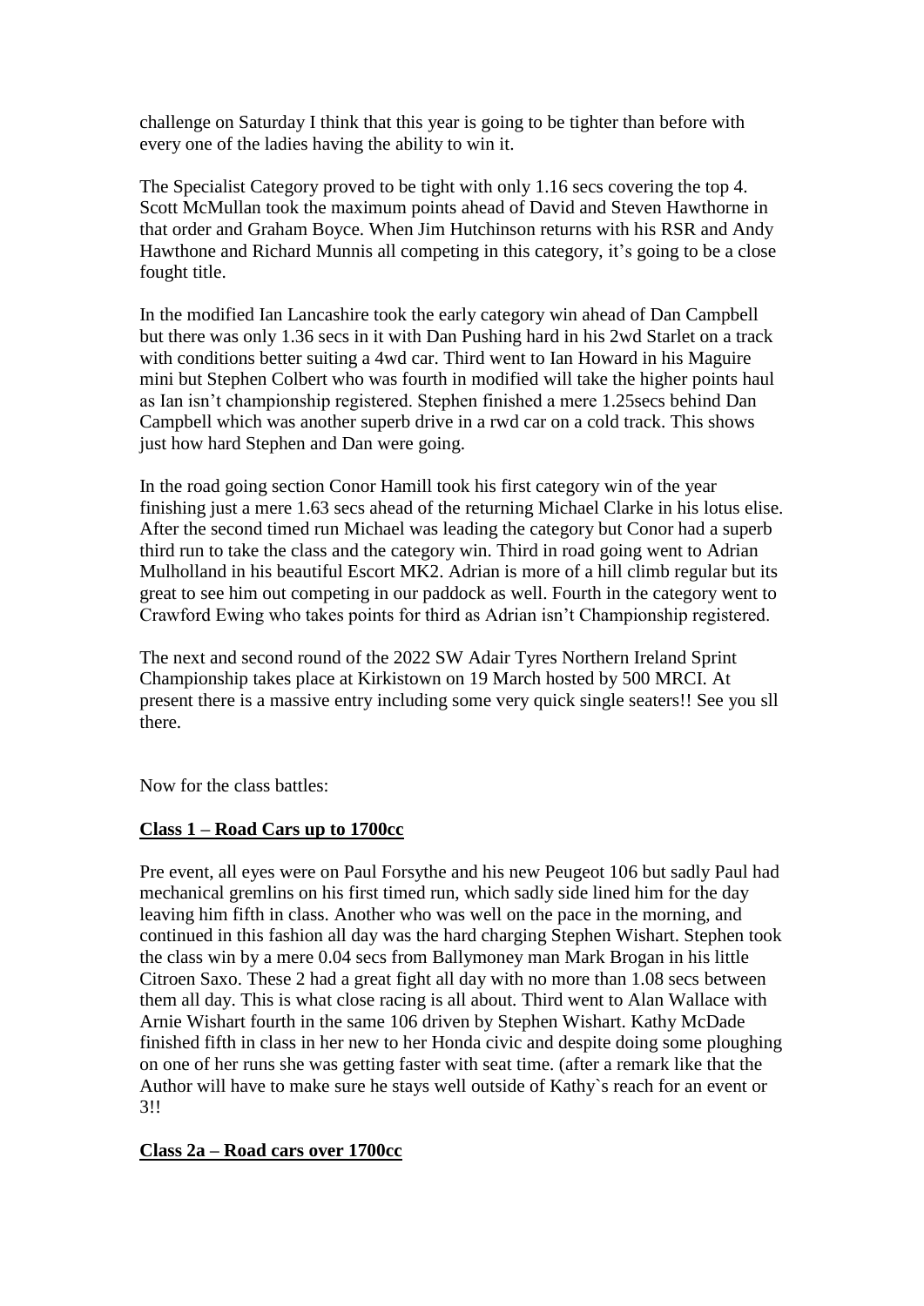challenge on Saturday I think that this year is going to be tighter than before with every one of the ladies having the ability to win it.

The Specialist Category proved to be tight with only 1.16 secs covering the top 4. Scott McMullan took the maximum points ahead of David and Steven Hawthorne in that order and Graham Boyce. When Jim Hutchinson returns with his RSR and Andy Hawthone and Richard Munnis all competing in this category, it's going to be a close fought title.

In the modified Ian Lancashire took the early category win ahead of Dan Campbell but there was only 1.36 secs in it with Dan Pushing hard in his 2wd Starlet on a track with conditions better suiting a 4wd car. Third went to Ian Howard in his Maguire mini but Stephen Colbert who was fourth in modified will take the higher points haul as Ian isn't championship registered. Stephen finished a mere 1.25secs behind Dan Campbell which was another superb drive in a rwd car on a cold track. This shows just how hard Stephen and Dan were going.

In the road going section Conor Hamill took his first category win of the year finishing just a mere 1.63 secs ahead of the returning Michael Clarke in his lotus elise. After the second timed run Michael was leading the category but Conor had a superb third run to take the class and the category win. Third in road going went to Adrian Mulholland in his beautiful Escort MK2. Adrian is more of a hill climb regular but its great to see him out competing in our paddock as well. Fourth in the category went to Crawford Ewing who takes points for third as Adrian isn't Championship registered.

The next and second round of the 2022 SW Adair Tyres Northern Ireland Sprint Championship takes place at Kirkistown on 19 March hosted by 500 MRCI. At present there is a massive entry including some very quick single seaters!! See you sll there.

Now for the class battles:

**Class 1 – Road Cars up to 1700cc**

Pre event, all eyes were on Paul Forsythe and his new Peugeot 106 but sadly Paul had mechanical gremlins on his first timed run, which sadly side lined him for the day leaving him fifth in class. Another who was well on the pace in the morning, and continued in this fashion all day was the hard charging Stephen Wishart. Stephen took the class win by a mere 0.04 secs from Ballymoney man Mark Brogan in his little Citroen Saxo. These 2 had a great fight all day with no more than 1.08 secs between them all day. This is what close racing is all about. Third went to Alan Wallace with Arnie Wishart fourth in the same 106 driven by Stephen Wishart. Kathy McDade finished fifth in class in her new to her Honda civic and despite doing some ploughing on one of her runs she was getting faster with seat time. (after a remark like that the Author will have to make sure he stays well outside of Kathy`s reach for an event or 3!!

**Class 2a – Road cars over 1700cc**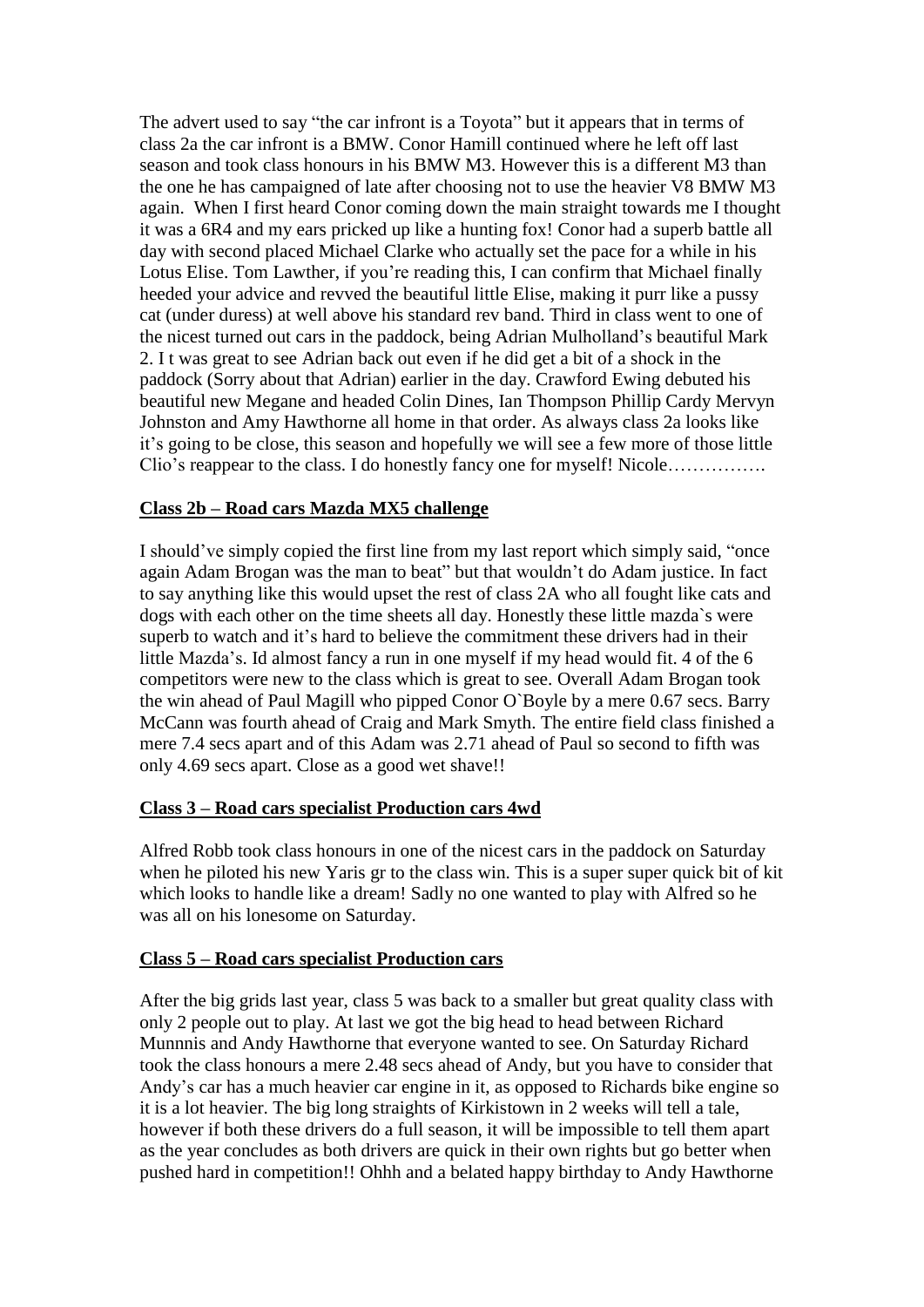The advert used to say "the car infront is a Toyota" but it appears that in terms of class 2a the car infront is a BMW. Conor Hamill continued where he left off last season and took class honours in his BMW M3. However this is a different M3 than the one he has campaigned of late after choosing not to use the heavier V8 BMW M3 again. When I first heard Conor coming down the main straight towards me I thought it was a 6R4 and my ears pricked up like a hunting fox! Conor had a superb battle all day with second placed Michael Clarke who actually set the pace for a while in his Lotus Elise. Tom Lawther, if you're reading this, I can confirm that Michael finally heeded your advice and revved the beautiful little Elise, making it purr like a pussy cat (under duress) at well above his standard rev band. Third in class went to one of the nicest turned out cars in the paddock, being Adrian Mulholland's beautiful Mark 2. I t was great to see Adrian back out even if he did get a bit of a shock in the paddock (Sorry about that Adrian) earlier in the day. Crawford Ewing debuted his beautiful new Megane and headed Colin Dines, Ian Thompson Phillip Cardy Mervyn Johnston and Amy Hawthorne all home in that order. As always class 2a looks like it's going to be close, this season and hopefully we will see a few more of those little Clio's reappear to the class. I do honestly fancy one for myself! Nicole…………….

**Class 2b – Road cars Mazda MX5 challenge**

I should've simply copied the first line from my last report which simply said, "once again Adam Brogan was the man to beat" but that wouldn't do Adam justice. In fact to say anything like this would upset the rest of class 2A who all fought like cats and dogs with each other on the time sheets all day. Honestly these little mazda`s were superb to watch and it's hard to believe the commitment these drivers had in their little Mazda's. Id almost fancy a run in one myself if my head would fit. 4 of the 6 competitors were new to the class which is great to see. Overall Adam Brogan took the win ahead of Paul Magill who pipped Conor O`Boyle by a mere 0.67 secs. Barry McCann was fourth ahead of Craig and Mark Smyth. The entire field class finished a mere 7.4 secs apart and of this Adam was 2.71 ahead of Paul so second to fifth was only 4.69 secs apart. Close as a good wet shave!!

**Class 3 – Road cars specialist Production cars 4wd**

Alfred Robb took class honours in one of the nicest cars in the paddock on Saturday when he piloted his new Yaris gr to the class win. This is a super super quick bit of kit which looks to handle like a dream! Sadly no one wanted to play with Alfred so he was all on his lonesome on Saturday.

**Class 5 – Road cars specialist Production cars**

After the big grids last year, class 5 was back to a smaller but great quality class with only 2 people out to play. At last we got the big head to head between Richard Munnnis and Andy Hawthorne that everyone wanted to see. On Saturday Richard took the class honours a mere 2.48 secs ahead of Andy, but you have to consider that Andy's car has a much heavier car engine in it, as opposed to Richards bike engine so it is a lot heavier. The big long straights of Kirkistown in 2 weeks will tell a tale, however if both these drivers do a full season, it will be impossible to tell them apart as the year concludes as both drivers are quick in their own rights but go better when pushed hard in competition!! Ohhh and a belated happy birthday to Andy Hawthorne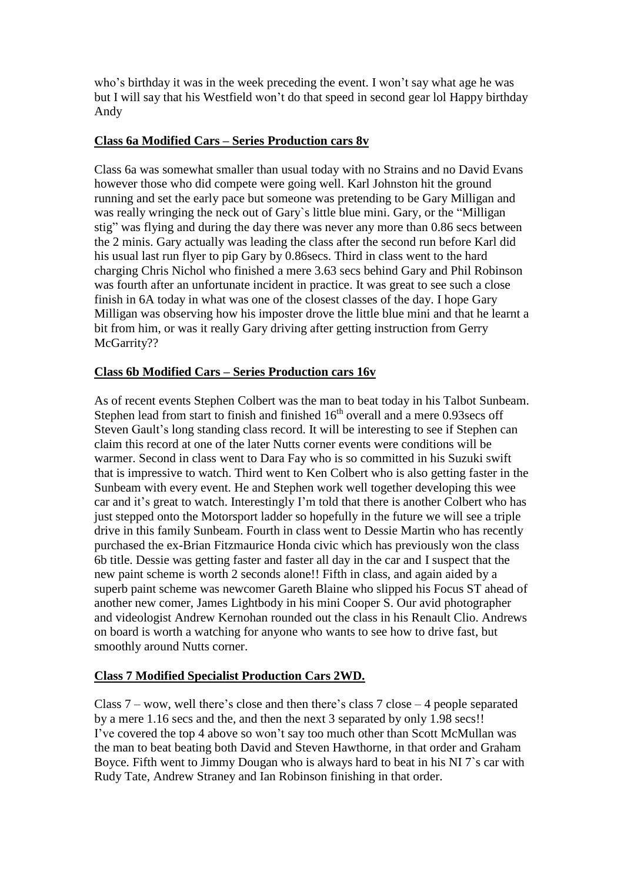who's birthday it was in the week preceding the event. I won't say what age he was but I will say that his Westfield won't do that speed in second gear lol Happy birthday Andy

**Class 6a Modified Cars – Series Production cars 8v**

Class 6a was somewhat smaller than usual today with no Strains and no David Evans however those who did compete were going well. Karl Johnston hit the ground running and set the early pace but someone was pretending to be Gary Milligan and was really wringing the neck out of Gary`s little blue mini. Gary, or the "Milligan stig" was flying and during the day there was never any more than 0.86 secs between the 2 minis. Gary actually was leading the class after the second run before Karl did his usual last run flyer to pip Gary by 0.86secs. Third in class went to the hard charging Chris Nichol who finished a mere 3.63 secs behind Gary and Phil Robinson was fourth after an unfortunate incident in practice. It was great to see such a close finish in 6A today in what was one of the closest classes of the day. I hope Gary Milligan was observing how his imposter drove the little blue mini and that he learnt a bit from him, or was it really Gary driving after getting instruction from Gerry McGarrity??

**Class 6b Modified Cars – Series Production cars 16v**

As of recent events Stephen Colbert was the man to beat today in his Talbot Sunbeam. Stephen lead from start to finish and finished 16th overall and a mere 0.93secs off Steven Gault's long standing class record. It will be interesting to see if Stephen can claim this record at one of the later Nutts corner events were conditions will be warmer. Second in class went to Dara Fay who is so committed in his Suzuki swift that is impressive to watch. Third went to Ken Colbert who is also getting faster in the Sunbeam with every event. He and Stephen work well together developing this wee car and it's great to watch. Interestingly I'm told that there is another Colbert who has just stepped onto the Motorsport ladder so hopefully in the future we will see a triple drive in this family Sunbeam. Fourth in class went to Dessie Martin who has recently purchased the ex-Brian Fitzmaurice Honda civic which has previously won the class 6b title. Dessie was getting faster and faster all day in the car and I suspect that the new paint scheme is worth 2 seconds alone!! Fifth in class, and again aided by a superb paint scheme was newcomer Gareth Blaine who slipped his Focus ST ahead of another new comer, James Lightbody in his mini Cooper S. Our avid photographer and videologist Andrew Kernohan rounded out the class in his Renault Clio. Andrews on board is worth a watching for anyone who wants to see how to drive fast, but smoothly around Nutts corner.

**Class 7 Modified Specialist Production Cars 2WD.**

Class 7 – wow, well there's close and then there's class 7 close – 4 people separated by a mere 1.16 secs and the, and then the next 3 separated by only 1.98 secs!!
I've covered the top 4 above so won't say too much other than Scott McMullan was the man to beat beating both David and Steven Hawthorne, in that order and Graham Boyce. Fifth went to Jimmy Dougan who is always hard to beat in his NI 7`s car with Rudy Tate, Andrew Straney and Ian Robinson finishing in that order.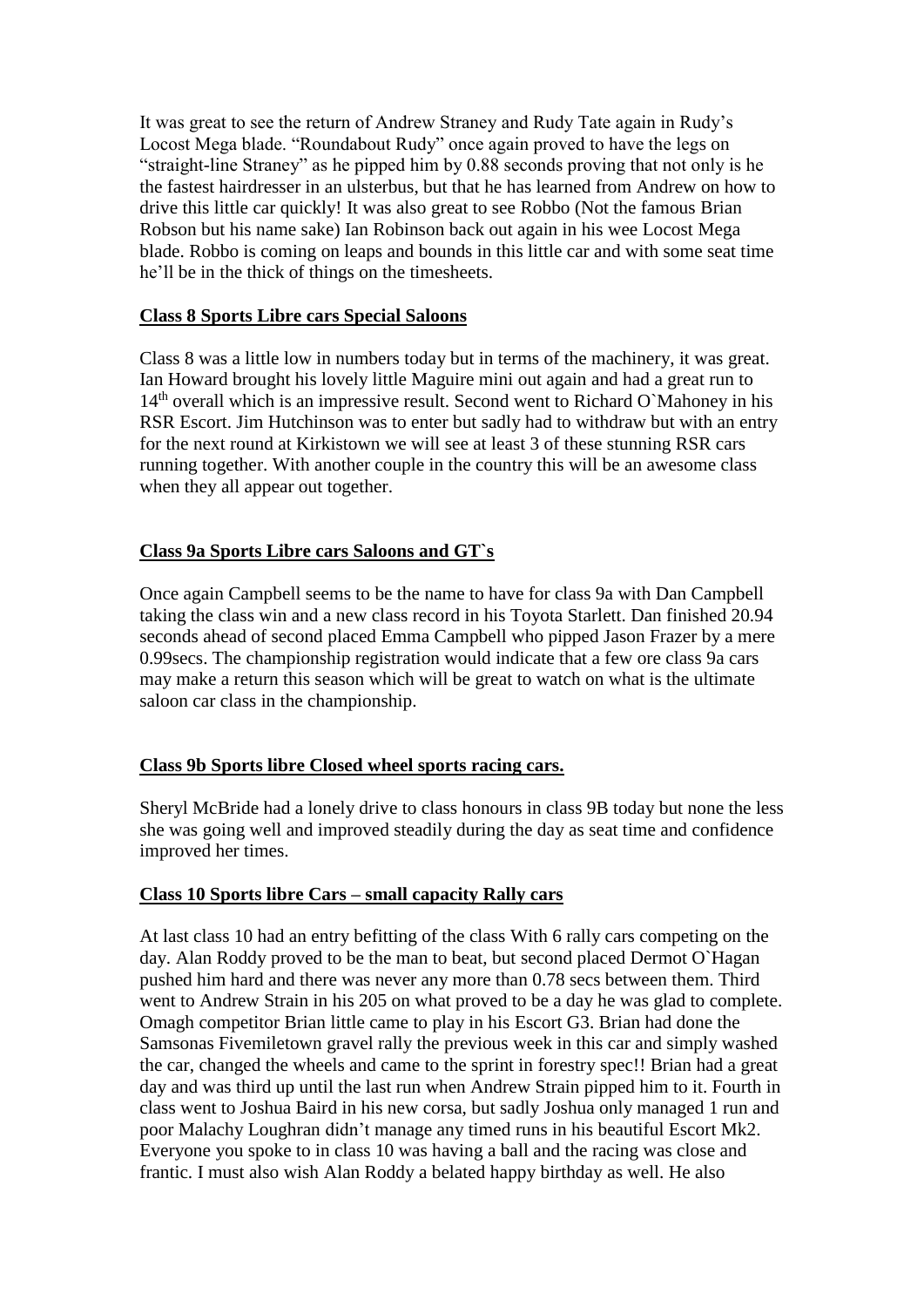It was great to see the return of Andrew Straney and Rudy Tate again in Rudy's Locost Mega blade. "Roundabout Rudy" once again proved to have the legs on "straight-line Straney" as he pipped him by 0.88 seconds proving that not only is he the fastest hairdresser in an ulsterbus, but that he has learned from Andrew on how to drive this little car quickly! It was also great to see Robbo (Not the famous Brian Robson but his name sake) Ian Robinson back out again in his wee Locost Mega blade. Robbo is coming on leaps and bounds in this little car and with some seat time he'll be in the thick of things on the timesheets.

**Class 8 Sports Libre cars Special Saloons**

Class 8 was a little low in numbers today but in terms of the machinery, it was great. Ian Howard brought his lovely little Maguire mini out again and had a great run to 14th overall which is an impressive result. Second went to Richard O`Mahoney in his RSR Escort. Jim Hutchinson was to enter but sadly had to withdraw but with an entry for the next round at Kirkistown we will see at least 3 of these stunning RSR cars running together. With another couple in the country this will be an awesome class when they all appear out together.

**Class 9a Sports Libre cars Saloons and GT`s**

Once again Campbell seems to be the name to have for class 9a with Dan Campbell taking the class win and a new class record in his Toyota Starlett. Dan finished 20.94 seconds ahead of second placed Emma Campbell who pipped Jason Frazer by a mere 0.99secs. The championship registration would indicate that a few ore class 9a cars may make a return this season which will be great to watch on what is the ultimate saloon car class in the championship.

**Class 9b Sports libre Closed wheel sports racing cars.**

Sheryl McBride had a lonely drive to class honours in class 9B today but none the less she was going well and improved steadily during the day as seat time and confidence improved her times.

**Class 10 Sports libre Cars – small capacity Rally cars**

At last class 10 had an entry befitting of the class With 6 rally cars competing on the day. Alan Roddy proved to be the man to beat, but second placed Dermot O`Hagan pushed him hard and there was never any more than 0.78 secs between them. Third went to Andrew Strain in his 205 on what proved to be a day he was glad to complete. Omagh competitor Brian little came to play in his Escort G3. Brian had done the Samsonas Fivemiletown gravel rally the previous week in this car and simply washed the car, changed the wheels and came to the sprint in forestry spec!! Brian had a great day and was third up until the last run when Andrew Strain pipped him to it. Fourth in class went to Joshua Baird in his new corsa, but sadly Joshua only managed 1 run and poor Malachy Loughran didn't manage any timed runs in his beautiful Escort Mk2. Everyone you spoke to in class 10 was having a ball and the racing was close and frantic. I must also wish Alan Roddy a belated happy birthday as well. He also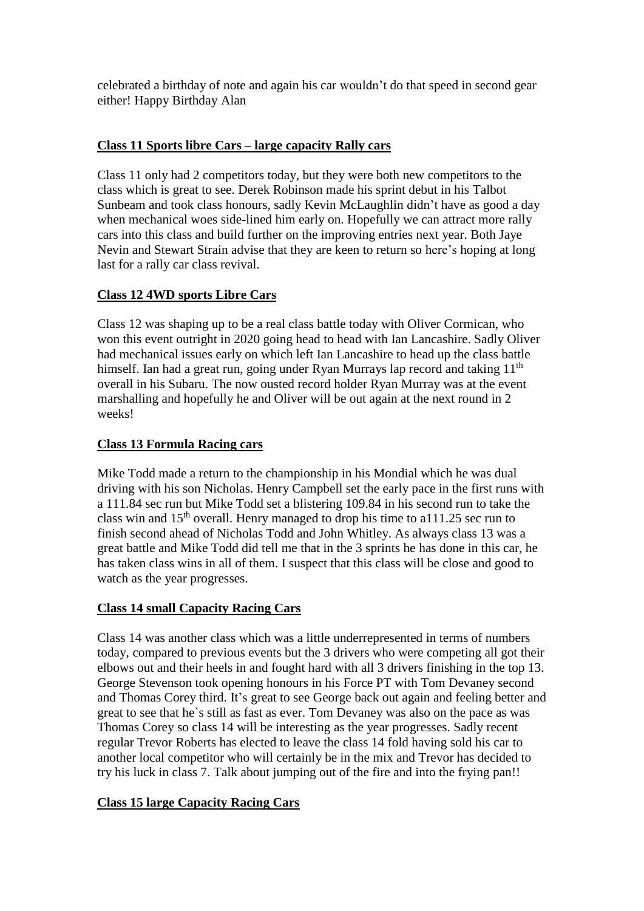celebrated a birthday of note and again his car wouldn't do that speed in second gear either! Happy Birthday Alan

**Class 11 Sports libre Cars – large capacity Rally cars**

Class 11 only had 2 competitors today, but they were both new competitors to the class which is great to see. Derek Robinson made his sprint debut in his Talbot Sunbeam and took class honours, sadly Kevin McLaughlin didn't have as good a day when mechanical woes side-lined him early on. Hopefully we can attract more rally cars into this class and build further on the improving entries next year. Both Jaye Nevin and Stewart Strain advise that they are keen to return so here's hoping at long last for a rally car class revival.

**Class 12 4WD sports Libre Cars**

Class 12 was shaping up to be a real class battle today with Oliver Cormican, who won this event outright in 2020 going head to head with Ian Lancashire. Sadly Oliver had mechanical issues early on which left Ian Lancashire to head up the class battle himself. Ian had a great run, going under Ryan Murrays lap record and taking 11th overall in his Subaru. The now ousted record holder Ryan Murray was at the event marshalling and hopefully he and Oliver will be out again at the next round in 2 weeks!

**Class 13 Formula Racing cars**

Mike Todd made a return to the championship in his Mondial which he was dual driving with his son Nicholas. Henry Campbell set the early pace in the first runs with a 111.84 sec run but Mike Todd set a blistering 109.84 in his second run to take the class win and 15th overall. Henry managed to drop his time to a111.25 sec run to finish second ahead of Nicholas Todd and John Whitley. As always class 13 was a great battle and Mike Todd did tell me that in the 3 sprints he has done in this car, he has taken class wins in all of them. I suspect that this class will be close and good to watch as the year progresses.

**Class 14 small Capacity Racing Cars**

Class 14 was another class which was a little underrepresented in terms of numbers today, compared to previous events but the 3 drivers who were competing all got their elbows out and their heels in and fought hard with all 3 drivers finishing in the top 13. George Stevenson took opening honours in his Force PT with Tom Devaney second and Thomas Corey third. It's great to see George back out again and feeling better and great to see that he`s still as fast as ever. Tom Devaney was also on the pace as was Thomas Corey so class 14 will be interesting as the year progresses. Sadly recent regular Trevor Roberts has elected to leave the class 14 fold having sold his car to another local competitor who will certainly be in the mix and Trevor has decided to try his luck in class 7. Talk about jumping out of the fire and into the frying pan!!

**Class 15 large Capacity Racing Cars**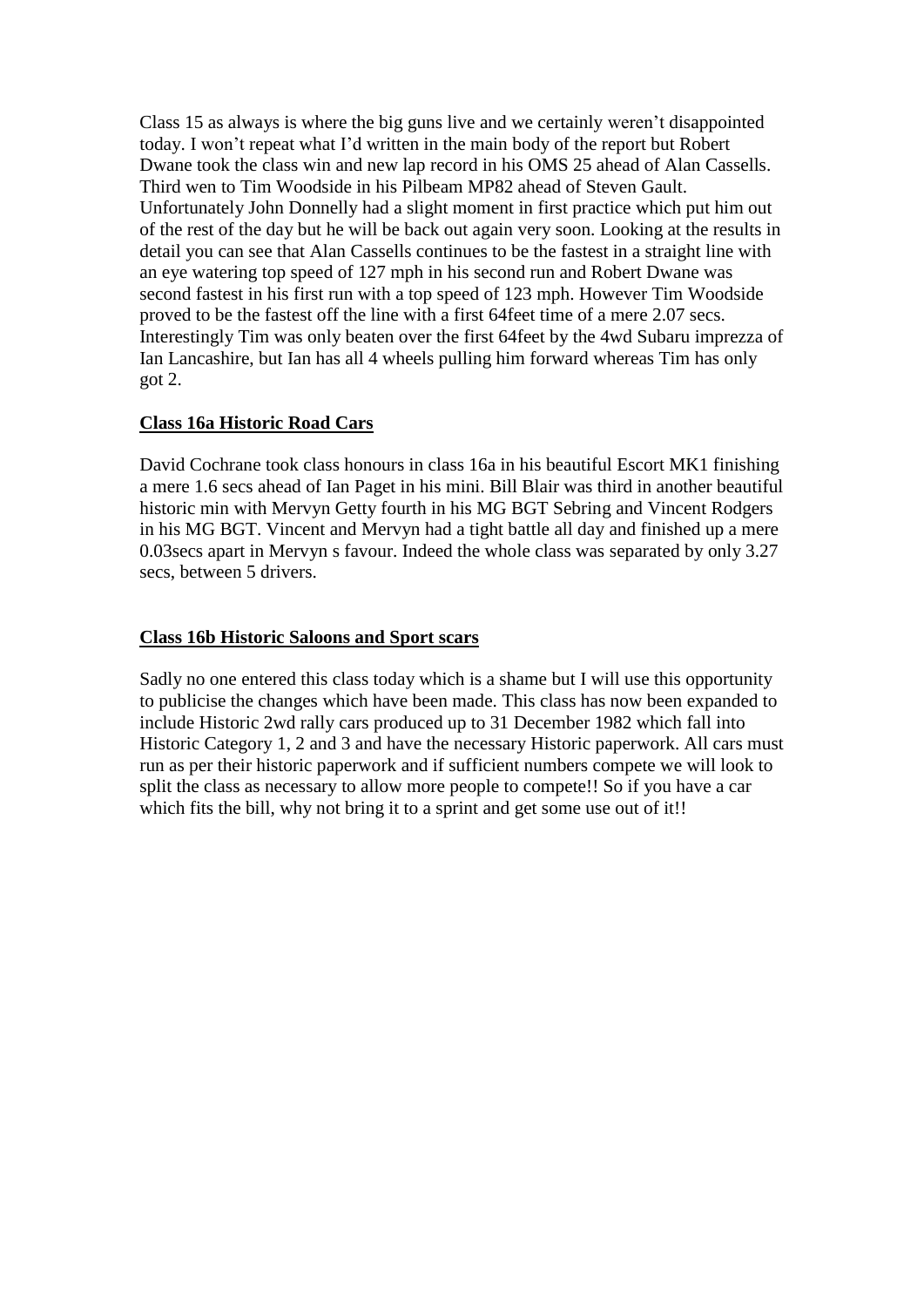Class 15 as always is where the big guns live and we certainly weren't disappointed today. I won't repeat what I'd written in the main body of the report but Robert Dwane took the class win and new lap record in his OMS 25 ahead of Alan Cassells. Third wen to Tim Woodside in his Pilbeam MP82 ahead of Steven Gault. Unfortunately John Donnelly had a slight moment in first practice which put him out of the rest of the day but he will be back out again very soon. Looking at the results in detail you can see that Alan Cassells continues to be the fastest in a straight line with an eye watering top speed of 127 mph in his second run and Robert Dwane was second fastest in his first run with a top speed of 123 mph. However Tim Woodside proved to be the fastest off the line with a first 64feet time of a mere 2.07 secs. Interestingly Tim was only beaten over the first 64feet by the 4wd Subaru imprezza of Ian Lancashire, but Ian has all 4 wheels pulling him forward whereas Tim has only got 2.

**Class 16a Historic Road Cars**

David Cochrane took class honours in class 16a in his beautiful Escort MK1 finishing a mere 1.6 secs ahead of Ian Paget in his mini. Bill Blair was third in another beautiful historic min with Mervyn Getty fourth in his MG BGT Sebring and Vincent Rodgers in his MG BGT. Vincent and Mervyn had a tight battle all day and finished up a mere 0.03secs apart in Mervyn s favour. Indeed the whole class was separated by only 3.27 secs, between 5 drivers.

**Class 16b Historic Saloons and Sport scars**

Sadly no one entered this class today which is a shame but I will use this opportunity to publicise the changes which have been made. This class has now been expanded to include Historic 2wd rally cars produced up to 31 December 1982 which fall into Historic Category 1, 2 and 3 and have the necessary Historic paperwork. All cars must run as per their historic paperwork and if sufficient numbers compete we will look to split the class as necessary to allow more people to compete!! So if you have a car which fits the bill, why not bring it to a sprint and get some use out of it!!